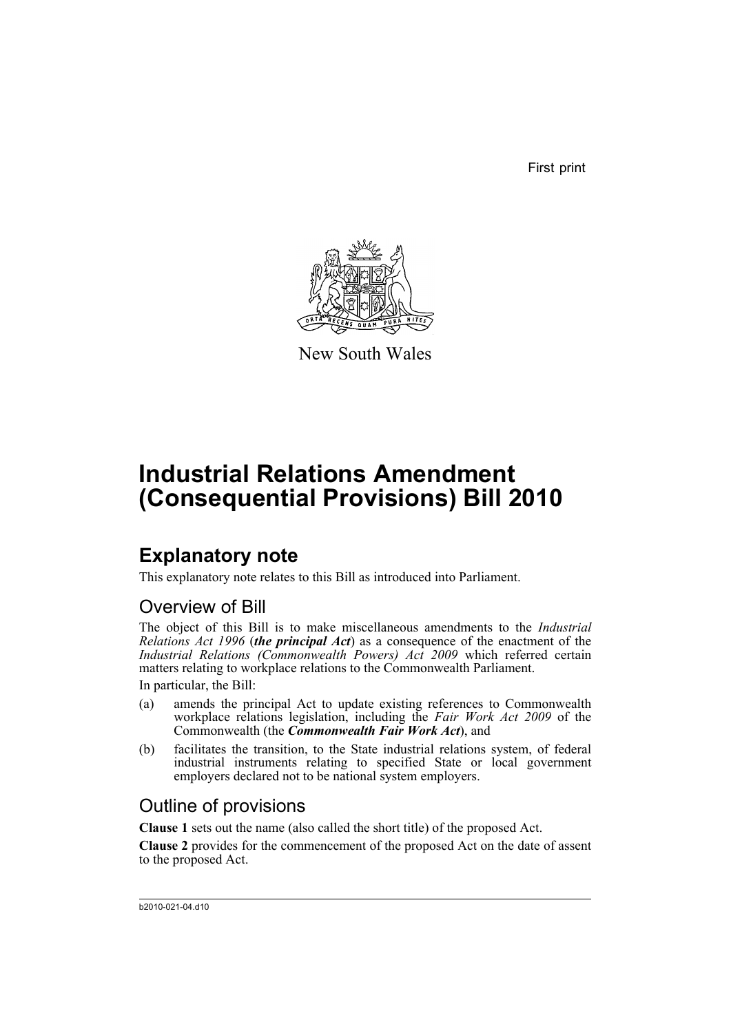First print

New South Wales

# Industrial Relations Amendment (Consequential Provisions) Bill 2010

## Explanatory note

This explanatory note relates to this Bill as introduced into Parliament.

### Overview of Bill

The object of this Bill is to make miscellaneous amendments to the *Industrial Relations Act 1996* (***the principal Act***) as a consequence of the enactment of the *Industrial Relations (Commonwealth Powers) Act 2009* which referred certain matters relating to workplace relations to the Commonwealth Parliament.

In particular, the Bill:

(a) amends the principal Act to update existing references to Commonwealth workplace relations legislation, including the *Fair Work Act 2009* of the Commonwealth (the ***Commonwealth Fair Work Act***), and

(b) facilitates the transition, to the State industrial relations system, of federal industrial instruments relating to specified State or local government employers declared not to be national system employers.

### Outline of provisions

**Clause 1** sets out the name (also called the short title) of the proposed Act.

**Clause 2** provides for the commencement of the proposed Act on the date of assent to the proposed Act.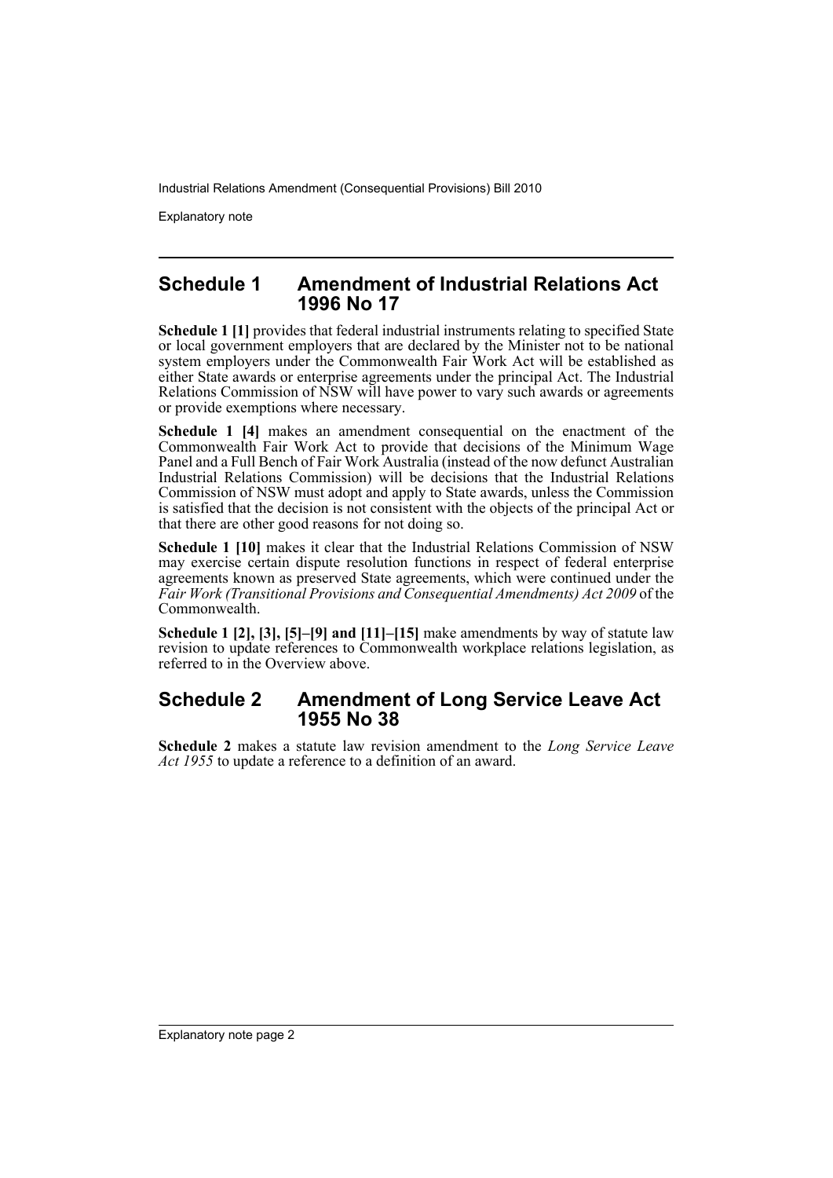## Schedule 1 Amendment of Industrial Relations Act 1996 No 17

**Schedule 1 [1]** provides that federal industrial instruments relating to specified State or local government employers that are declared by the Minister not to be national system employers under the Commonwealth Fair Work Act will be established as either State awards or enterprise agreements under the principal Act. The Industrial Relations Commission of NSW will have power to vary such awards or agreements or provide exemptions where necessary.

**Schedule 1 [4]** makes an amendment consequential on the enactment of the Commonwealth Fair Work Act to provide that decisions of the Minimum Wage Panel and a Full Bench of Fair Work Australia (instead of the now defunct Australian Industrial Relations Commission) will be decisions that the Industrial Relations Commission of NSW must adopt and apply to State awards, unless the Commission is satisfied that the decision is not consistent with the objects of the principal Act or that there are other good reasons for not doing so.

**Schedule 1 [10]** makes it clear that the Industrial Relations Commission of NSW may exercise certain dispute resolution functions in respect of federal enterprise agreements known as preserved State agreements, which were continued under the *Fair Work (Transitional Provisions and Consequential Amendments) Act 2009* of the Commonwealth.

**Schedule 1 [2], [3], [5]–[9] and [11]–[15]** make amendments by way of statute law revision to update references to Commonwealth workplace relations legislation, as referred to in the Overview above.

## Schedule 2 Amendment of Long Service Leave Act 1955 No 38

**Schedule 2** makes a statute law revision amendment to the *Long Service Leave Act 1955* to update a reference to a definition of an award.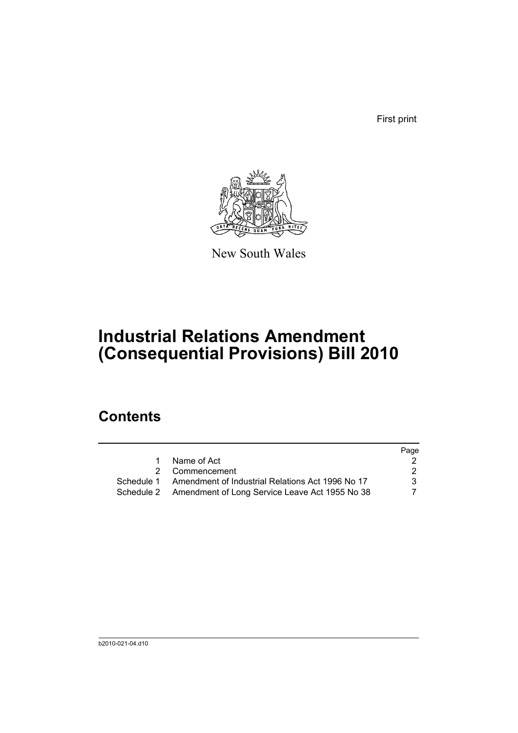First print

New South Wales

# Industrial Relations Amendment (Consequential Provisions) Bill 2010

## Contents

| | | Page |
|---|---|---|
| 1 | Name of Act | 2 |
| 2 | Commencement | 2 |
| Schedule 1 | Amendment of Industrial Relations Act 1996 No 17 | 3 |
| Schedule 2 | Amendment of Long Service Leave Act 1955 No 38 | 7 |

b2010-021-04.d10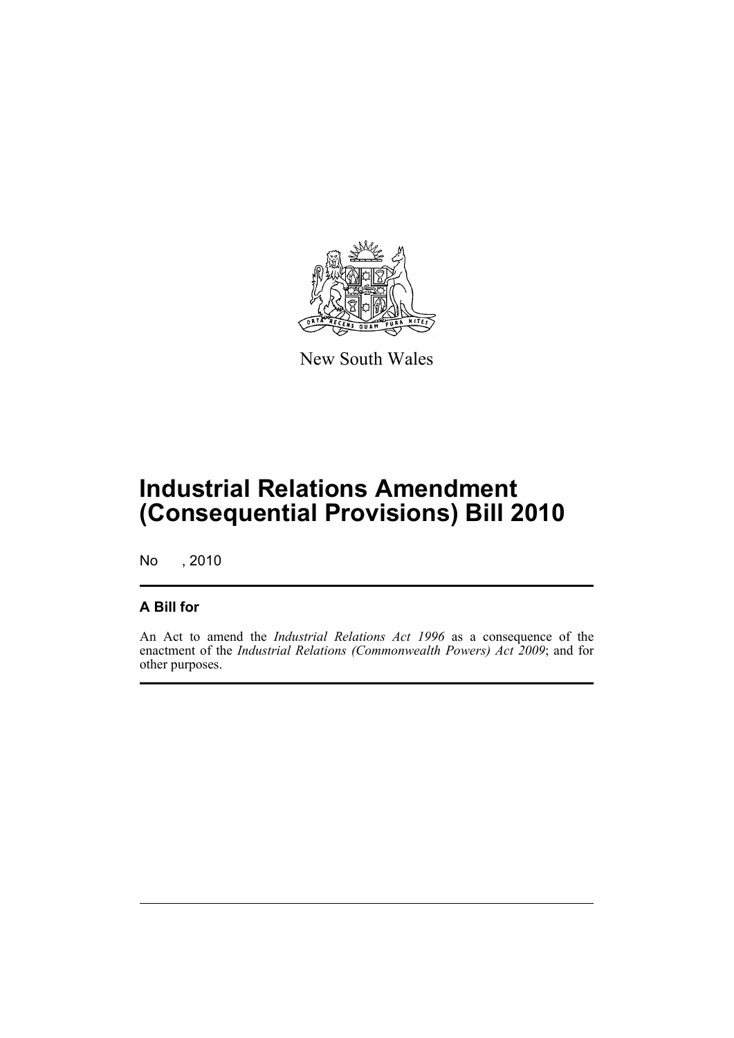New South Wales

# Industrial Relations Amendment (Consequential Provisions) Bill 2010

No , 2010

## A Bill for

An Act to amend the *Industrial Relations Act 1996* as a consequence of the enactment of the *Industrial Relations (Commonwealth Powers) Act 2009*; and for other purposes.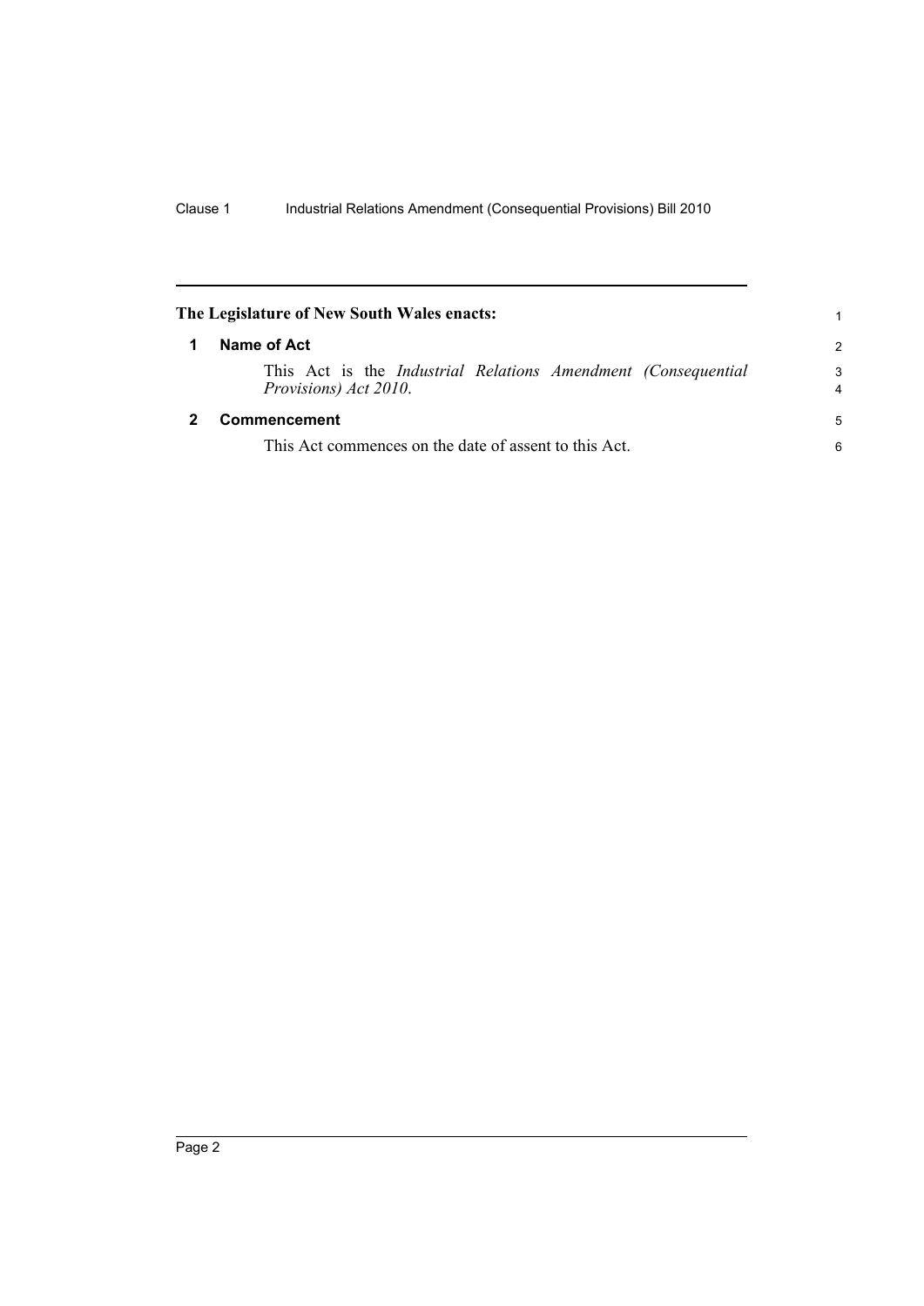**The Legislature of New South Wales enacts:**

## 1 Name of Act

This Act is the *Industrial Relations Amendment (Consequential Provisions) Act 2010*.

## 2 Commencement

This Act commences on the date of assent to this Act.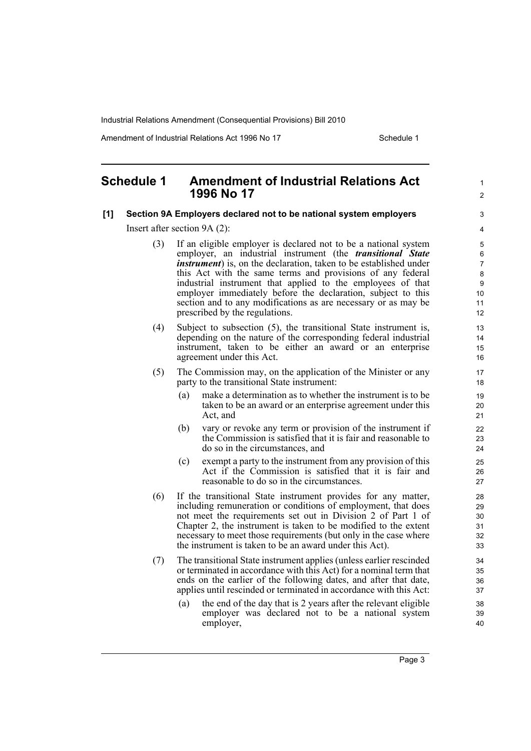## Schedule 1 Amendment of Industrial Relations Act 1996 No 17

**[1] Section 9A Employers declared not to be national system employers**

Insert after section 9A (2):

(3) If an eligible employer is declared not to be a national system employer, an industrial instrument (the ***transitional State instrument***) is, on the declaration, taken to be established under this Act with the same terms and provisions of any federal industrial instrument that applied to the employees of that employer immediately before the declaration, subject to this section and to any modifications as are necessary or as may be prescribed by the regulations.

(4) Subject to subsection (5), the transitional State instrument is, depending on the nature of the corresponding federal industrial instrument, taken to be either an award or an enterprise agreement under this Act.

(5) The Commission may, on the application of the Minister or any party to the transitional State instrument:

- (a) make a determination as to whether the instrument is to be taken to be an award or an enterprise agreement under this Act, and
- (b) vary or revoke any term or provision of the instrument if the Commission is satisfied that it is fair and reasonable to do so in the circumstances, and
- (c) exempt a party to the instrument from any provision of this Act if the Commission is satisfied that it is fair and reasonable to do so in the circumstances.

(6) If the transitional State instrument provides for any matter, including remuneration or conditions of employment, that does not meet the requirements set out in Division 2 of Part 1 of Chapter 2, the instrument is taken to be modified to the extent necessary to meet those requirements (but only in the case where the instrument is taken to be an award under this Act).

(7) The transitional State instrument applies (unless earlier rescinded or terminated in accordance with this Act) for a nominal term that ends on the earlier of the following dates, and after that date, applies until rescinded or terminated in accordance with this Act:

- (a) the end of the day that is 2 years after the relevant eligible employer was declared not to be a national system employer,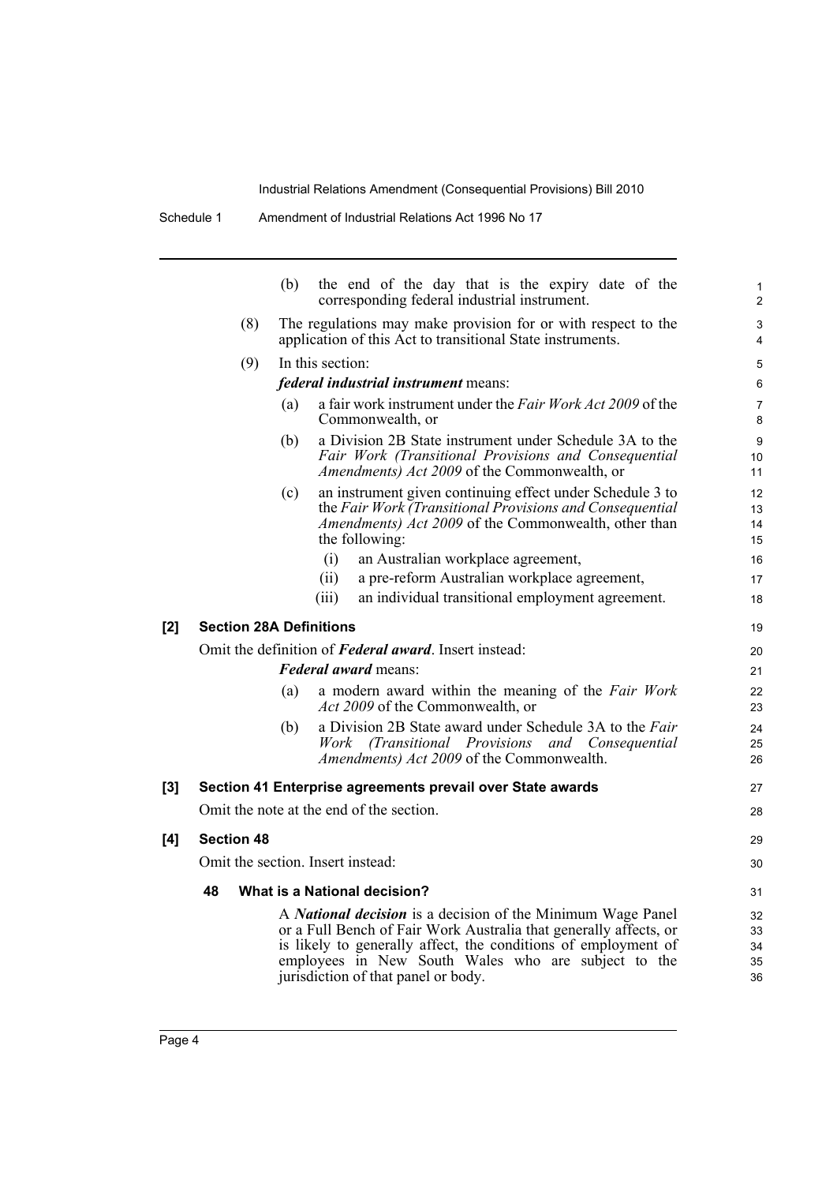(b) the end of the day that is the expiry date of the corresponding federal industrial instrument.

(8) The regulations may make provision for or with respect to the application of this Act to transitional State instruments.

(9) In this section:

***federal industrial instrument*** means:

(a) a fair work instrument under the *Fair Work Act 2009* of the Commonwealth, or

(b) a Division 2B State instrument under Schedule 3A to the *Fair Work (Transitional Provisions and Consequential Amendments) Act 2009* of the Commonwealth, or

(c) an instrument given continuing effect under Schedule 3 to the *Fair Work (Transitional Provisions and Consequential Amendments) Act 2009* of the Commonwealth, other than the following:

(i) an Australian workplace agreement,

(ii) a pre-reform Australian workplace agreement,

(iii) an individual transitional employment agreement.

**[2] Section 28A Definitions**

Omit the definition of ***Federal award***. Insert instead:

***Federal award*** means:

(a) a modern award within the meaning of the *Fair Work Act 2009* of the Commonwealth, or

(b) a Division 2B State award under Schedule 3A to the *Fair Work (Transitional Provisions and Consequential Amendments) Act 2009* of the Commonwealth.

**[3] Section 41 Enterprise agreements prevail over State awards**

Omit the note at the end of the section.

**[4] Section 48**

Omit the section. Insert instead:

**48 What is a National decision?**

A ***National decision*** is a decision of the Minimum Wage Panel or a Full Bench of Fair Work Australia that generally affects, or is likely to generally affect, the conditions of employment of employees in New South Wales who are subject to the jurisdiction of that panel or body.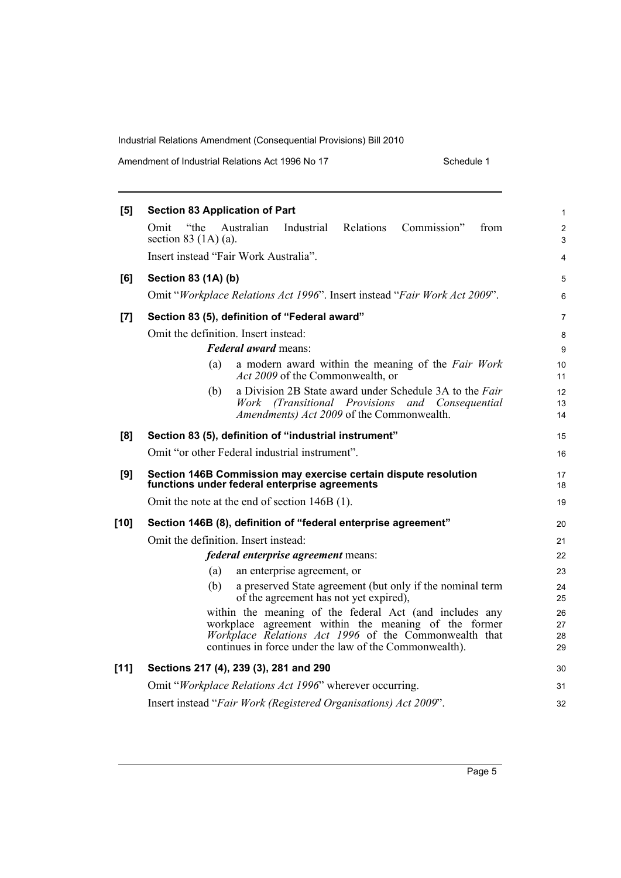**[5] Section 83 Application of Part**

Omit "the Australian Industrial Relations Commission" from section 83 (1A) (a).

Insert instead "Fair Work Australia".

**[6] Section 83 (1A) (b)**

Omit "*Workplace Relations Act 1996*". Insert instead "*Fair Work Act 2009*".

**[7] Section 83 (5), definition of "Federal award"**

Omit the definition. Insert instead:

> ***Federal award*** means:
>
> (a) a modern award within the meaning of the *Fair Work Act 2009* of the Commonwealth, or
>
> (b) a Division 2B State award under Schedule 3A to the *Fair Work (Transitional Provisions and Consequential Amendments) Act 2009* of the Commonwealth.

**[8] Section 83 (5), definition of "industrial instrument"**

Omit "or other Federal industrial instrument".

**[9] Section 146B Commission may exercise certain dispute resolution functions under federal enterprise agreements**

Omit the note at the end of section 146B (1).

**[10] Section 146B (8), definition of "federal enterprise agreement"**

Omit the definition. Insert instead:

> ***federal enterprise agreement*** means:
>
> (a) an enterprise agreement, or
>
> (b) a preserved State agreement (but only if the nominal term of the agreement has not yet expired),
>
> within the meaning of the federal Act (and includes any workplace agreement within the meaning of the former *Workplace Relations Act 1996* of the Commonwealth that continues in force under the law of the Commonwealth).

**[11] Sections 217 (4), 239 (3), 281 and 290**

Omit "*Workplace Relations Act 1996*" wherever occurring.

Insert instead "*Fair Work (Registered Organisations) Act 2009*".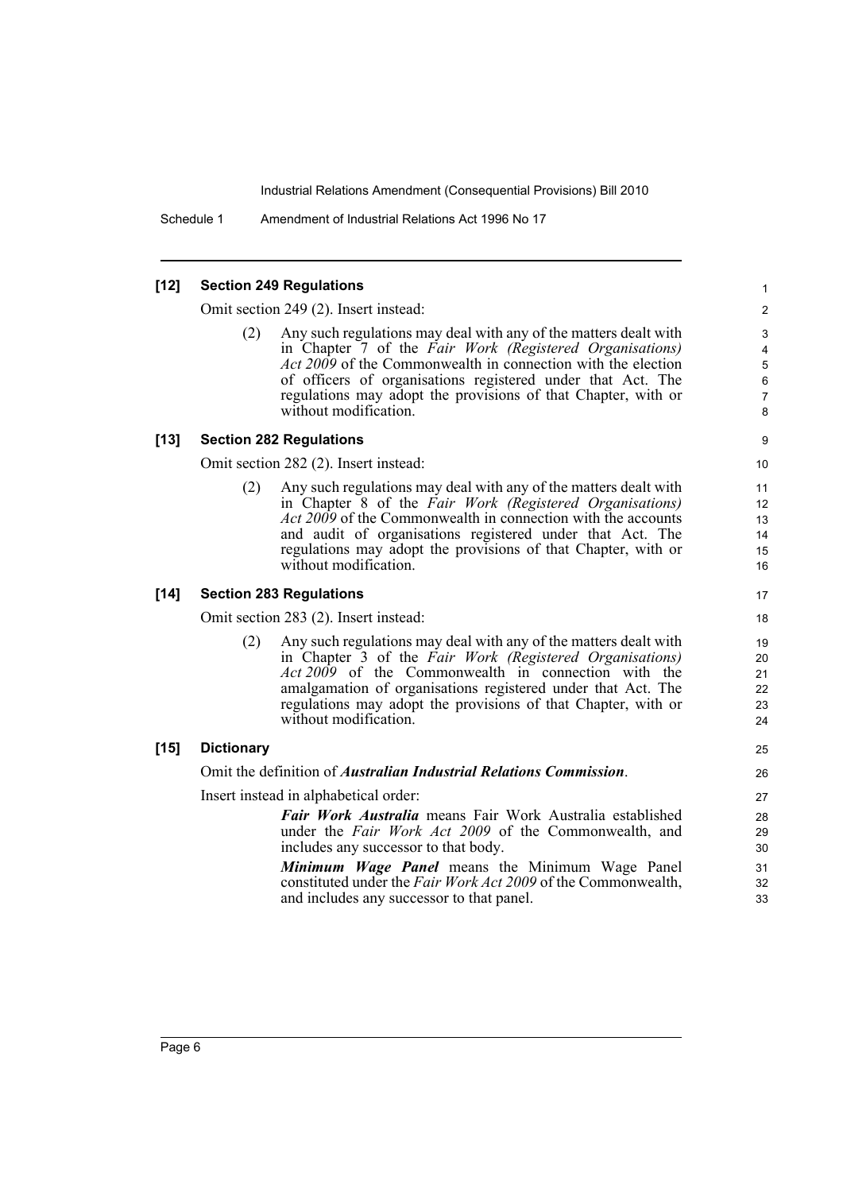**[12] Section 249 Regulations**

Omit section 249 (2). Insert instead:

(2) Any such regulations may deal with any of the matters dealt with in Chapter 7 of the *Fair Work (Registered Organisations) Act 2009* of the Commonwealth in connection with the election of officers of organisations registered under that Act. The regulations may adopt the provisions of that Chapter, with or without modification.

**[13] Section 282 Regulations**

Omit section 282 (2). Insert instead:

(2) Any such regulations may deal with any of the matters dealt with in Chapter 8 of the *Fair Work (Registered Organisations) Act 2009* of the Commonwealth in connection with the accounts and audit of organisations registered under that Act. The regulations may adopt the provisions of that Chapter, with or without modification.

**[14] Section 283 Regulations**

Omit section 283 (2). Insert instead:

(2) Any such regulations may deal with any of the matters dealt with in Chapter 3 of the *Fair Work (Registered Organisations) Act 2009* of the Commonwealth in connection with the amalgamation of organisations registered under that Act. The regulations may adopt the provisions of that Chapter, with or without modification.

**[15] Dictionary**

Omit the definition of ***Australian Industrial Relations Commission***.

Insert instead in alphabetical order:

***Fair Work Australia*** means Fair Work Australia established under the *Fair Work Act 2009* of the Commonwealth, and includes any successor to that body.

***Minimum Wage Panel*** means the Minimum Wage Panel constituted under the *Fair Work Act 2009* of the Commonwealth, and includes any successor to that panel.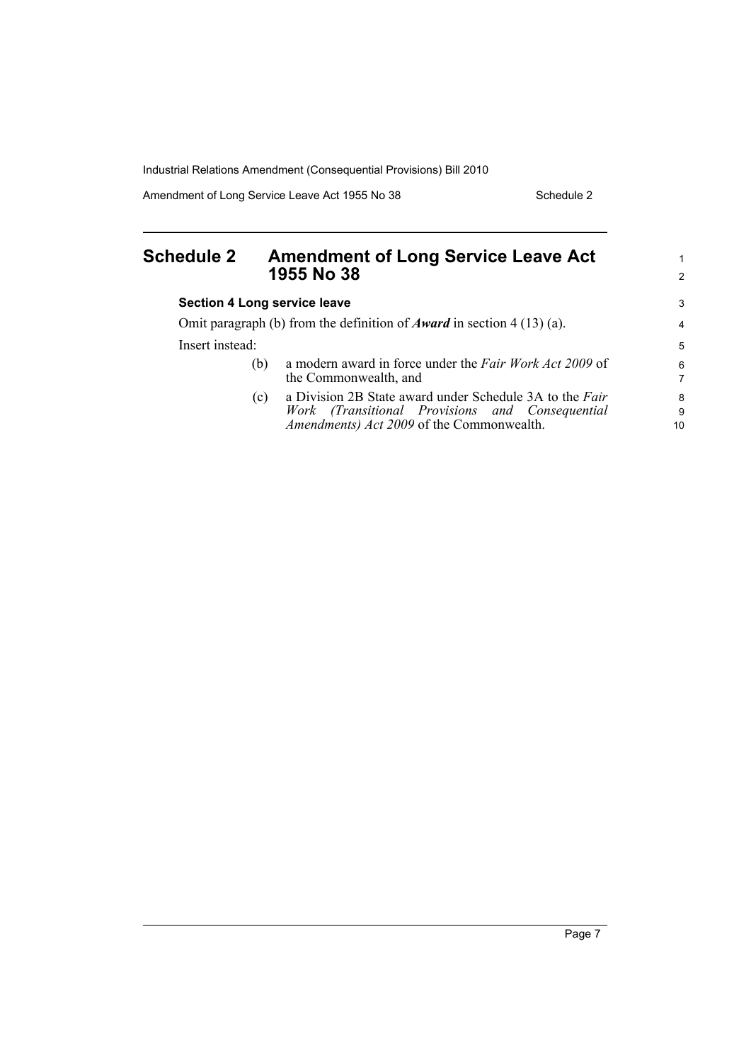## Schedule 2 Amendment of Long Service Leave Act 1955 No 38

### Section 4 Long service leave

Omit paragraph (b) from the definition of ***Award*** in section 4 (13) (a).

Insert instead:

(b) a modern award in force under the *Fair Work Act 2009* of the Commonwealth, and

(c) a Division 2B State award under Schedule 3A to the *Fair Work (Transitional Provisions and Consequential Amendments) Act 2009* of the Commonwealth.